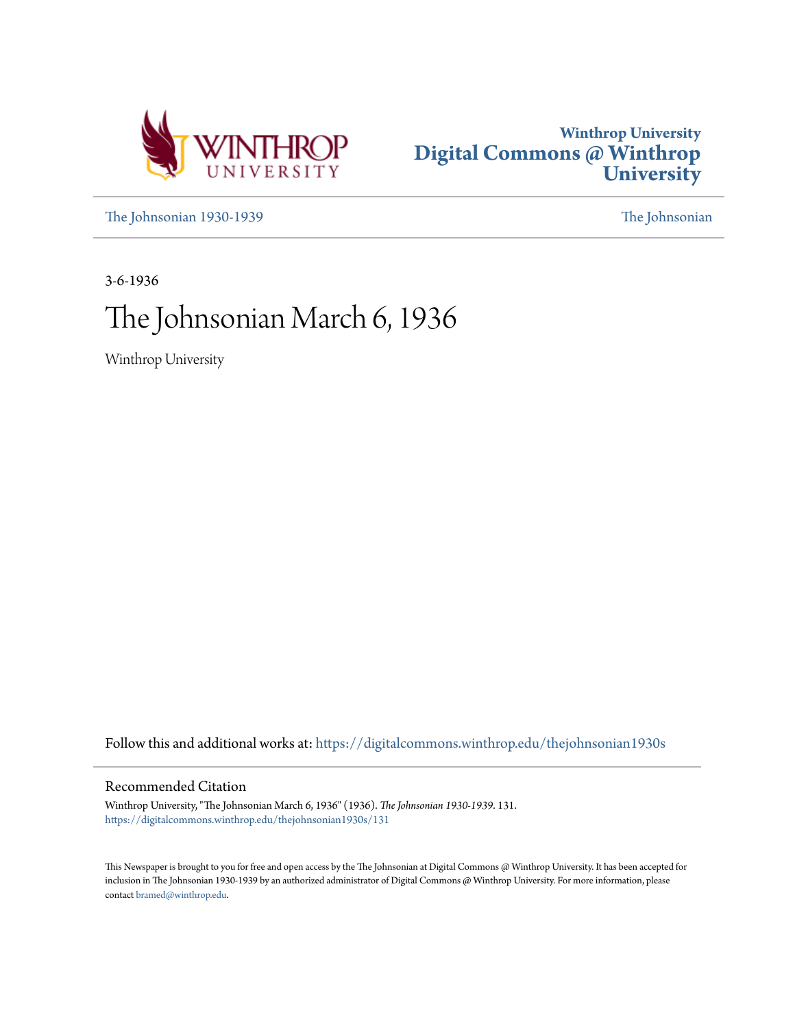Winthrop University
Digital Commons @ Winthrop University

[The Johnsonian 1930-1939](https://digitalcommons.winthrop.edu/thejohnsonian1930s) | [The Johnsonian](https://digitalcommons.winthrop.edu/thejohnsonian)

3-6-1936

# The Johnsonian March 6, 1936

Winthrop University

Follow this and additional works at: https://digitalcommons.winthrop.edu/thejohnsonian1930s

## Recommended Citation

Winthrop University, "The Johnsonian March 6, 1936" (1936). *The Johnsonian 1930-1939*. 131.
https://digitalcommons.winthrop.edu/thejohnsonian1930s/131

This Newspaper is brought to you for free and open access by the The Johnsonian at Digital Commons @ Winthrop University. It has been accepted for inclusion in The Johnsonian 1930-1939 by an authorized administrator of Digital Commons @ Winthrop University. For more information, please contact bramed@winthrop.edu.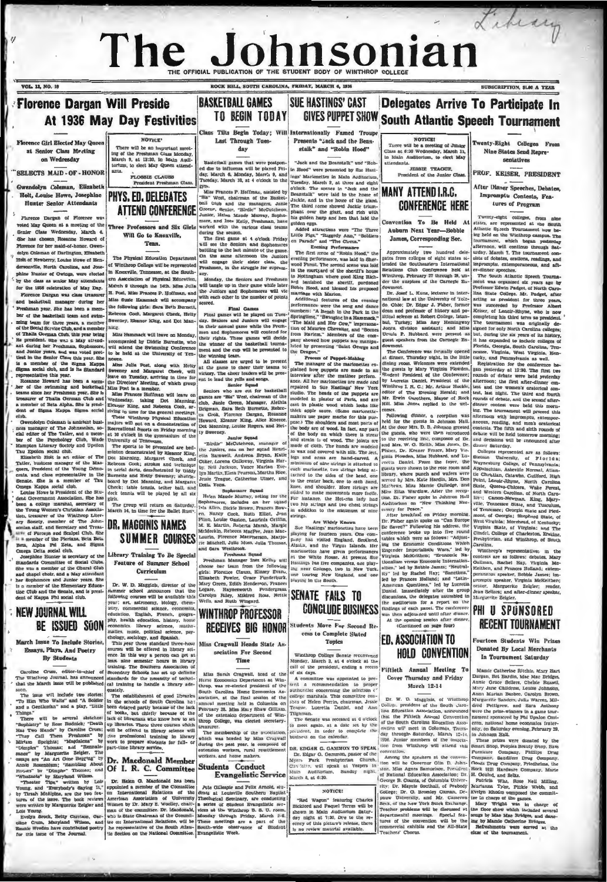# The Johnsonian

THE OFFICIAL PUBLICATION OF THE STUDENT BODY OF WINTHROP COLLEGE

VOL. 13, NO. 19 — ROCK HILL, SOUTH CAROLINA, FRIDAY, MARCH 6, 1936 — SUBSCRIPTION, $1.00 A YEAR

## Florence Dargan Will Preside At 1936 May Day Festivities

### Florence Girl Elected May Queen at Senior Class Meeting on Wednesday

### SELECTS MAID-OF-HONOR

### Gwendolyn Coleman, Elizabeth Holt, Louise Howe, Josephine Hunter Senior Attendants

Florence Dargan of Florence was voted May Queen at a meeting of the Senior Class Wednesday, March 4. She has chosen Rosanne Howard of Florence for her maid-of-honor. Gwendolyn Coleman of Darlington, Elizabeth Holt of Newberry, Louise Howe of Hendersonville, North Carolina, and Josephine Hunter of Owings, were elected by the class as senior May attendants for the 1936 celebration of May Day.

Florence Dargan of Florence was class treasurer and basketball manager during her Freshman year. She has been a member of the basketball team and swimming team for three years, a member of the Social Service Club, and a member of Thalia German Club this year being its president. She was a May attendant during her Freshman, Sophomore, and Junior years, and was voted prettiest in the Senior Class this year. She is a member of the Sigma Kappa Sigma social club, and is its Standard representative this year.

Rosanne Howard has been a member of the swimming and basketball teams since her Freshman year. She is treasurer of Thalia German Club and a member of Beta Alpha. She is president of Sigma Kappa Sigma social club.

Gwendolyn Coleman is assistant business manager of The Johnsonian, a member of the Psychology Club, Wade Hampton Literary Society and Upsilon Tau Epsilon social club.

Elizabeth Holt is art editor of The Tatler, business manager of the Masquers, President of the Young Democrats, and class representative in the Senate. She is a member of Tau Omega Kappa social club.

Louise Howe is President of the Student Government Association. She has been a college marshal, secretary of the Young Women's Christian Association, treasurer of the Winthrop Literary Society, member of The Johnsonian staff, and Secretary and Treasurer of Forceps and Scalpel Club. She is a member of the Pierians, Beta Beta, Alpha Psi Zeta, and Sigma Omega Delta social club.

Josephine Hunter is secretary of the Standards Committee of Social Clubs. She was a member of the Choral Club and chapel choir, and a May attendant her Sophomore and Junior years. She is a member of the Elementary Education Club and the Senate, and is president of Kappa Phi social club.

**NOTICE!**

There will be an important meeting of the Freshman Class Monday, March 9, at 12:30, in Main Auditorium, to elect May Queen attendants.

FLOSSIE CLAUSS
President Freshman Class.

## PHYS. ED. DELEGATES ATTEND CONFERENCE

### Three Professors and Six Girls Will Go to Knoxville, Tenn.

The Physical Education Department of Winthrop College will be represented in Knoxville, Tennessee, at the Southern Association of Physical Education, March 9 through the 14th. Miss Julia H. Post, Miss Frances P. Hoffman, and Miss Susie Hammack will accompany the following girls: Sara Beth Burnett, Rebecca Cook, Margaret Cheek, Betty Sweeney, Eleanor King, and Dot Manning.

Miss Hammack will leave on Monday, accompanied by Diddie Burnette, who will attend the Swimming Conference to be held at the University of Tennessee.

Miss Julia Post, along with Betty Sweeney and Margaret Cheek, will leave on Tuesday, arriving in time for the Directors' Meeting, of which group Miss Post is a member.

Miss Frances Hoffman will leave on Wednesday, taking Dot Manning, Eleanor King, and Rebecca Cook, arriving in time for the general meetings.

These Winthrop Physical Education majors will put on a demonstration of Recreational Sports on Friday morning at 10 o'clock in the gymnasium of the University of Tennessee.

The sports to be presented are badminton demonstrated by Eleanor King, Dot Manning, Margaret Cheek, and Rebecca Cook; strokes and technique in aerial darts, demonstrated by Diddy Burnette and Betty Sweeney; shuffleboard by Dot Manning, and Margaret Cheek; table tennis, tether ball, and deck tennis will be played by all six girls.

The group will return on Saturday, March 14, in time for the Ballet Russe.

## DR. MAGGINIS NAMES SUMMER COURSES

### Library Training To Be Special Feature of Summer School Curriculum

Dr. W. D. Magginis, director of the summer school, announces that the following courses will be available this year: art, astronomy, biology, chemistry, commercial science, economics, education, English, French, geography, health education, history, home economics, library science, mathematics, music, political science, psychology, sociology, and Spanish.

This year three standard three-hour courses will be offered in library science. In this way a person can get at least nine semester hours in library training. The Southern Association of Secondary Schools has set up definite standards for the necessity of technical training to handle a library adequately.

The establishment of good libraries in the schools of South Carolina has been delayed partly because of the lack of books, but chiefly because of the lack of librarians who know how to set up libraries. These three courses which will be offered in library science will give professional training in library work to prepare students for full- or part-time library service.

## NEW JOURNAL WILL BE ISSUED SOON

### March Issue To Include Stories, Essays, Plays, And Poetry By Students

Caroline Crum, editor-in-chief of The Winthrop Journal, has announced that the March issue will be published soon.

The issue will include two stories: "To Him Who Waits" and "A Soldier and a Gentleman" and a play, "Little Things."

There will be several sketches: "Sophistry" by Rose Rudnick; "Death Has Two Hands" by Caroline Crum; "They Call Them Freshmen" by Miriam Speights; "Magdalena" by "Dimples" Thomas; and "Renaissance" by Marguerite Zeigler. The essays are "An Art Gone Begging" by Annie Rosenblum; "Rambling About Houses" by "Dimples" Thomas; and "Whatnots" by Maryland Wilson.

"Theater Tips" written by Lois Young, and "Everybody's Saying It," by Tirzah McAlpine, are the two features of the issue. The book reviews were written by Marguerite Zeigler and Lois Young.

Evelyn Brock, Betty Carrison, Caroline Crum, Maryland Wilson, and Emmie Weeden have contributed poetry for this issue of The Journal.

## Dr. Macdonald Member Of I. R. C. Committee

Dr. Helen G. Macdonald has been appointed a member of the Committee on International Relations of the American Association of University Women by Dr. Mary E. Woolley, chairman of the committee. Dr. Macdonald, who is State Chairman of the Committee on International Relations, will be the representative of the South Atlantic Section on the National Committee.

## BASKETBALL GAMES TO BEGIN TODAY

### Class Tilts Begin Today; Will Last Through Tuesday

Basketball games that were postponed due to influenza will be played Friday, March 6, Monday, March 9, and Tuesday, March 10, at 4 o'clock in the gym.

Miss Frances P. Hoffman, assisted by "Sis" West, chairman of the Basketball Club and the managers, Janie Greene, Senior, "Birdie" McCutcheon, Junior, Helen Maude Murray, Sophomore, and Inez Kelly, Freshman, have worked with the various class teams during the season.

The first game at 4 o'clock Friday will see the Seniors and Sophomores battling to the last minute of the game. On the same afternoon the Juniors will engage their sister class, the Freshmen, in the struggle for supremacy.

Monday, the Seniors and Freshmen will tangle up in their game while later the Juniors and Sophomores will vie with each other in the number of points scored.

**Final Games**

Final games will be played on Tuesday. Seniors and Juniors will engage in their annual game while the Freshmen and Sophomores will contend for their rights. These games will decide the winner of the basketball tournament and the cup will be presented to the winning team.

All classes are urged to be present at the game to cheer their teams to victory. The cheer leaders will be present to lead the yells and songs.

**Senior Squad**

Seniors who are out for basketball games are "Sis" West, chairman of the club, Janie Greene, Manager, Alethia Brigman, Sara Beth Burnette, Rebecca Cook, Florence Dargan, Rosanne Howard, Eleanor King, Alice Knox, Dot Manning, Louise Rogers, and Betty Sweeney.

**Junior Squad**

"Birdie" McCutcheon, manager of the Juniors, has on her squad Henrietta Barnwell, Andrena Bryan, Katie Coker, Lorena Galloway, Virginia Harby, Nell Jackson, Vance Marlan, Evelyn Martin, Elma Pearson, Martha Rice, Jessie Teague, Catherine Ulmer, and Della Yons.

**Sophomore Squad**

Helen Maude Murray, acting for the Sophomores, includes on her squad Isla Allen, Dickie Brown, Frances Bowen, Nancy Cook, Ruth Elliot, Jean Flinn, Louise Gaston, Laurinia Griffin, M. E. Martin, Roberta Marsh, Margie McMeekin, Rebecca MacFee, Jean Macfaurin, Florence MacPherson, Marjorie Mitchell, Julia Moss, Julia Thomas, and Sara Westbrook.

**Freshman Squad**

Freshman Manager Inez Kelley will choose her team from the following girls: Florence Clauss, Kinsey Evans, Elizabeth Fowler, Grace Funderburk, Mary Green, Edith Henderson, Frances Legare, Haynesworth Pendergrass, Carolyn Riley, Mildred Ross, Nettie Wells, and Ruth Wingard.

## WINTHROP PROFESSOR RECEIVES BIG HONOR

### Miss Cragwall Heads State Association For Second Time

Miss Sarah Cragwall, head of the Home Economics Department at Winthrop, was re-elected president of the South Carolina Home Economics Association, at the final session of the annual meeting held in Columbia on February 28. Miss May Shaw Gilliam, of the extension department of Winthrop College, was elected secretary-treasurer.

The membership of the association, which was headed by Miss Cragwall during the past year, is composed of extension workers, rural resettlement workers, and home makers.

## Students Conduct Evangelistic Service

Pete Gillespie and Felix Arnold, students at Louisville Southern Baptist Theological Seminary, are conducting a series of Student Evangelistic services at the Winthrop B. S. U. room, Monday through Friday, March 2-6. These meetings are a part of the South-wide observance of Student Evangelistic Week.

## SUE HASTINGS' CAST GIVES PUPPET SHOW

### Internationally Famed Troupe Presents "Jack and the Beanstalk" and "Robin Hood"

"Jack and the Beanstalk" and "Robin Hood" were presented by Sue Hastings' Marionettes in Main Auditorium, Tuesday, March 3, at three and eight o'clock. The scenes in "Jack and the Beanstalk" were laid in the home of Jackie, and in the home of the giant. The third scene showed Jackie triumphant over the giant, and rich with his golden harp and hen that laid the golden eggs.

Added attractions were "The Three Little Pigs," "Raggedy Ann," "Soldiers on Parade" and "The Circus."

**Evening Performance**

The first scene of "Robin Hood," the evening performance, was laid in Sherwood Forest. The second scene was laid in the courtyard of the sheriff's house in Nottingham where good King Richard banished the sheriff, pardoned Robin Hood, and blessed his proposed marriage with Marian.

Additional features of the evening performance were the song and dance numbers: "A Bough In the Park in the Springtime," "Swinging in a Hammock," "The Maid and Her Cow," impersonation of Maurice Chevalier, and "Scenes from Harlem." Members of the company showed how puppets are manipulated by presenting "Saint George and the Dragon."

**Process of Puppet-Making**

The manager of the marionettes explained how puppets are made in an interview after the matinee performance. All her marionettes are made and repaired in Sue Hastings' New York studio. The heads of the puppets are modeled in plaster of Paris, and are cast in plastic wood which looks like thick apple sauce. (Some marionette-makers use paper mache for this purpose.) The shoulders and most parts of the body are of wood. In fact, any part of the body on which there is stress and strain is of wood. The joints are made of cloth. The hands are molded in wax and covered with silk. The feet, legs and arms are hand-carved. A minimum of nine strings is attached to each marionette, two strings being attached to the sides of the head, one to the center back, one to each hand, knee, and shoulder. More strings are added to make movements more facile. For instance, the Hot-cha lady had two hip strings and two chest strings in addition to the minimum of nine strings.

**Are Widely Known**

Sue Hastings' marionettes have been playing for fourteen years. One company has visited England, Scotland, Alaska, and the Virgin Islands. Her marionettes have given performances at the White House. At present Miss Hastings has five companies, one playing near Chicago, two in New York, one touring New England, and one playing in the South.

## SENATE FAILS TO CONCLUDE BUSINESS

### Students Move For Second Recess to Complete Slated Topics

Winthrop College Senate reconvened Monday, March 2, at 4 o'clock at the call of the president, ending a recess of six days.

A committee was appointed to present a recommendation to proper authorities concerning the selection of college marshals. This committee consists of Helen Perrin, chairman, Jessie Teague, Lucretia Daniel, and Ann Tillinghast.

The Senate was recessed at 6 o'clock to meet again, at a date set by the president, in order to complete the business on the calendar.

**DR. EDGAR GAMMON TO SPEAK**

Dr. Edgar G. Gammon, pastor of the Myers Park Presbyterian Church, Charlotte, will speak at Vespers in Main Auditorium, Sunday night, March 8, at 6:30.

**NOTICE!**

"Red Wagon" featuring Charles Bickford and Raquel Torres will be shown in Main Auditorium Saturday night at 7:30. Due to the recency of this picture's release, there is no review material available.

## Delegates Arrive To Participate In South Atlantic Speech Tournament

**NOTICE!**

There will be a meeting of Junior Class at 6:30 Wednesday, March 11, in Main Auditorium, to elect May attendants.

JESSIE TEAGUE,
President of the Junior Class.

## MANY ATTEND I.R.C. CONFERENCE HERE

### Convention To Be Held At Auburn Next Year—Bobbie James, Corresponding Sec.

Approximately two hundred delegates from colleges of eight states attended the Southeastern International Relations Club Conference held at Winthrop, February 27 through 29, under the auspices of the Carnegie Endowment.

Dr. Josef L. Kunz, lecturer in international law at the University of Toledo, Ohio; Dr. Edgar J. Fisher, former dean and professor of history and political science at Robert College, Istanbul, Turkey; Miss Amy Hemingway Jones, division assistant; and Miss Ursula P. Hubbard, were present as guest speakers from the Carnegie Endowment.

The Conference was formally opened at dinner, Thursday night, in the little dining room. Welcomes were extended the guests by Mary Virginia Plowden, Student President of the Conference; by Lucretia Daniel, President of the Winthrop I. R. C.; Mr. Arthur Huckle, editor of the Evening Herald; and Mr. Erwin Carothers, Mayor of Rock Hill. Miss Jones replied to the welcomes.

Following dinner, a reception was held for the guests in Johnson Hall. At the door Mrs. D. B. Johnson greeted the guests, who were then introduced to the receiving line, composed of Dr. and Mrs. W. O. Keith, Miss Jones, Dr. Fisher, Dr. Kramer Fraser, Mary Virginia Plowden, Miss Hubbard, and Lucretia Daniel. From the foyer, the guests were shown to the rose room and library, where punch and wafers were served by Mrs. Kate Hardin, Mrs. Don Mathews, Miss Mamie Gulledge, and Miss Etta Wardlaw. After the reception, Dr. Fisher spoke in Johnson Hall Auditorium on "New Thinking Necessary for Peace."

After breakfast on Friday morning, Dr. Fisher again spoke on "Can Europe Be Saved?" Following his address, the conference broke up into five round tables which were as follows: "Adjusting the Economic Conditions Which Engender Imperialistic Wars," led by Virginia McKeithen; "Economic Nationalism versus Economic Internationalism," led by Bobbie James; "Neutrality," led by Rachel Ray; "Sanctions," led by Frances Holland; and "Latin-American Questions," led by Lucretia Daniel. Immediately after the group discussions, the delegates assembled in the auditorium for a report on the findings of each panel. The conference was then adjourned until after dinner.

At the opening session after dinner,

(Continued on page four)

## ED. ASSOCIATION TO HOLD CONVENTION

### Fiftieth Annual Meeting To Cover Thursday and Friday March 12-14

Dr. W. D. Magginis, of Winthrop College, president of the South Carolina Education Association, announced that the Fiftieth Annual Convention of the South Carolina Education Association will meet in Columbia, Thursday through Saturday, March 12-14, 1936. Junior members of the association from Winthrop will attend this convention.

Among the speakers at the convention will be Governor Olin D. Johnston, Miss Agnes Samuelson, President of National Education Association; Dr. George B. Counts, of Columbia University; Dr. Maycie Southall, of Peabody College; Dr. G. Bromley Oxman, DePauw University, and Mr. Cameron Beck, of the New York Stock Exchange.

Teacher problems will be discussed at departmental meetings. Special features of the convention will be the commercial exhibits and the All-State Teachers' Chorus.

### Twenty-Eight Colleges From Nine States Send Representatives

### PROF. KEISER, PRESIDENT

### After Dinner Speeches, Debates, Impromptu Contests, Features of Program

Twenty-eight colleges, from nine states, are represented at the South Atlantic Speech Tournament now being held on the Winthrop campus. The tournament, which began yesterday afternoon, will continue through Saturday, March 7. The tournament consists of debates, orations, readings, and impromptu, extemporaneous, and after-dinner speeches.

The South Atlantic Speech Tournament was organized six years ago by Professor Edwin Padget, of North Carolina State College. Mr. Padget, after acting as president for three years, was succeeded by Professor Albert Keiser, of Lenoir-Rhyne, who is now completing his third term as president. The tournament was originally designed for only North Carolina colleges; but, during the six years of its history, it has expanded to include colleges of Florida, Georgia, South Carolina, Tennessee, Virginia, West Virginia, Kentucky, and Pennsylvania as well.

Registration for the conference began yesterday at 12:30. The first two rounds of debate were held yesterday afternoon; the first after-dinner contest and the women's oratorical contest, last night. The third and fourth rounds of debate, and the second after-dinner contest were held this morning. The tournament will proceed this afternoon with impromptu, extemporaneous, reading, and men's oratorical contests. The fifth and sixth rounds of debate will be held tomorrow morning; and decisions will be announced after dinner Saturday.

Colleges represented are as follows: Stetson University, of Florida; Waynesburg College, of Pennsylvania; Appalachian, Asheville Normal, Atlantic Christian, Catawba, Guilford, High Point, Lenoir-Rhyne, North Carolina State, Queens-Chicora, Wake Forest, and Western Carolina, of North Carolina; Carson-Newman, King, Maryville, Tennessee State, and Tusculum, of Tennessee; Georgia State and Piedmont, of Georgia; Shepherd State, of West Virginia; Morehead, of Kentucky; Virginia State, of Virginia; and The Citadel, College of Charleston, Erskine, Presbyterian, and Winthrop, of South Carolina.

Winthrop's representatives in the contests are as follows: debates, Mary Gallman, Rachel Ray, Virginia McKeithen, and Frances Holland; extemporaneous speaker, Bobbie James; impromptu speaker, Virginia McKeithen; orator, Marguerite Zeigler; reader, Jean Sellars; and after-dinner speaker, Marguerite Zeigler.

## PHI U SPONSORED RECENT TOURNAMENT

### Fourteen Students Win Prizes Donated By Local Merchants In Tournament Saturday

Mamie Catherine Ritchie, Mary Hart Dargan, Bet Hardin, Mae Mac Bridges, Annie Grace Sellers, Chelsie Russell, Mary Jane Childress, Louise Johnson, Anna Marian Busbee, Carolyn Brown, Marguerite Sanders, Julia Warren, Mildred Pettigrew, and Sara Anthony were the prize-winners in a game tournament sponsored by Phi Upsilon Omicron, national home economics fraternity, on Saturday evening, February 29, in Johnson Hall.

These prizes were donated by the Smart Shop, Peoples Beauty Shop, Bass Furniture Company, Phillips Drug Company, Sandifer Drug Company, Goods Drug Company, Friedheims, the Rock Hill Hardware Company, Marie H. Goulet, and Belks.

Patricia Wise, Rose Nell Milling, Marianna Tyler, Pinkie Webb, and Evelyn Rhodes composed the committee in charge of the games.

Mary Wright was in charge of the floor show which included several songs by Mae Mac Bridges, and dancing by Mamie Catherine Bridges.

Refreshments were served at the close of the tournament.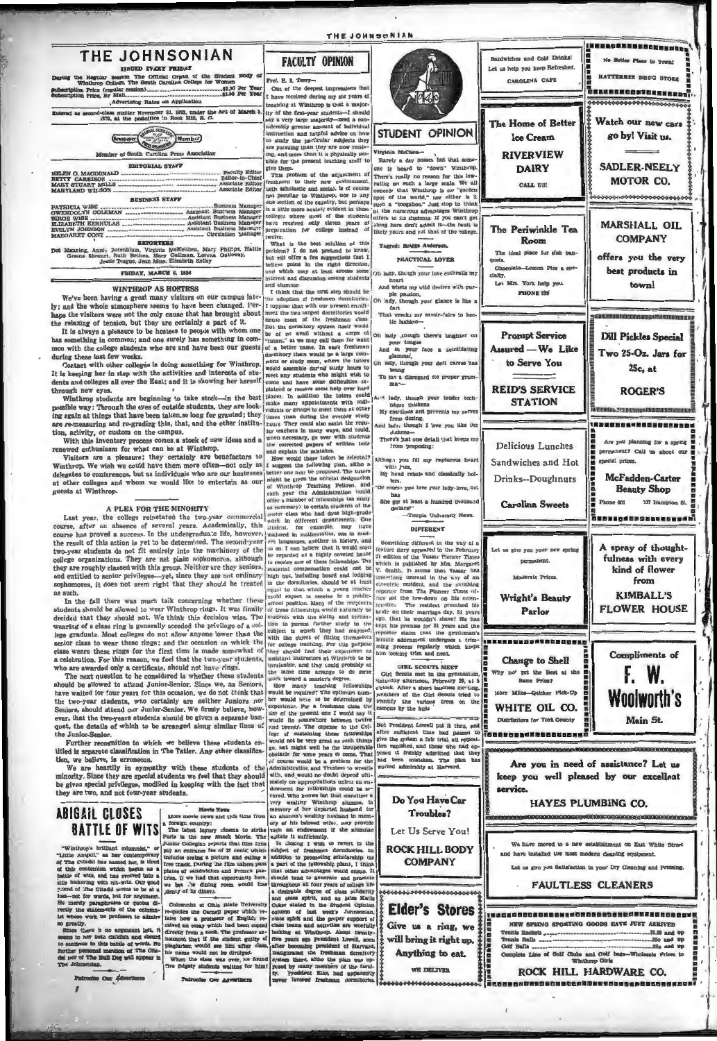# THE JOHNSONIAN

ISSUED EVERY FRIDAY

During the Regular Session The Official Organ of the Student Body of Winthrop College, The South Carolina College for Women

Subscription Price (regular session) ........................ $1.00 Per Year
Subscription Price, By Mail ........................ $1.50 Per Year

Advertising Rates on Application

Entered as second-class matter November 21, 1923, under the Act of March 3, 1879, at the postoffice in Rock Hill, S. C.

Member of South Carolina Press Association

### EDITORIAL STAFF

HELEN G. MACDONALD ........................ Faculty Editor
BETTY CARRISON ........................ Editor-in-Chief
MARY STUART MILLS ........................ Associate Editor
MARYLAND WILSON ........................ Associate Editor

### BUSINESS STAFF

PATRICIA WISE ........................ Business Manager
GWENDOLYN COLEMAN ........................ Assistant Business Manager
BIRDE WISE ........................ Assistant Business Manager
ELIZABETH KERHULAS ........................ Assistant Business Manager
EVELYN JOHNSON ........................ Assistant Business Manager
MARGARET CONE ........................ Circulation Manager

### REPORTERS

Dot Manning, Anne Rosenblum, Virginia McKeithen, Mary Philips, Hattie Greene Stewart, Ruth Bethea, Mary Gallman, Lorena Galloway, Jessie Teague, Jean Moss, Elizabeth Kelley

FRIDAY, MARCH 6, 1936

## WINTHROP AS HOSTESS

We've been having a great many visitors on our campus lately; and the whole atmosphere seems to have been changed. Perhaps the visitors were not the only cause that has brought about the relaxing of tension, but they are certainly a part of it.

It is always a pleasure to be hostess to people with whom one has something in common; and one surely has something in common with the college students who are and have been our guests during these last few weeks.

Contact with other colleges is doing something for Winthrop. It is keeping her in step with the activities and interests of students and colleges all over the East; and it is showing her herself through new eyes.

Winthrop students are beginning to take stock—in the best possible way: Through the eyes of outside students, they are looking again at things that have been taken so long for granted; they are re-measuring and re-grading this, that, and the other institution, activity, or custom on the campus.

With this inventory process comes a stock of new ideas and a renewed enthusiasm for what can be at Winthrop.

Visitors are a pleasure; they certainly are benefactors to Winthrop. We wish we could have them more often—not only as delegates to conferences, but as individuals who are our hostesses at other colleges and whom we would like to entertain as our guests at Winthrop.

## A PLEA FOR THE MINORITY

Last year, the college reinstated the two-year commercial course, after an absence of several years. Academically, this course has proved a success. In the undergraduate life, however, the result of this action is yet to be determined. The second-year two-year students do not fit entirely into the machinery of the college organizations. They are not plain sophomores, although they are roughly classed with this group. Neither are they seniors, and entitled to senior privileges—yet, since they are not ordinary sophomores, it does not seem right that they should be treated as such.

In the fall there was much talk concerning whether these students should be allowed to wear Winthrop rings. It was finally decided that they should not. We think this decision wise. The wearing of a class ring is generally accorded the privilege of a college graduate. Most colleges do not allow anyone lower than the senior class to wear these rings; and the occasion on which the class wears these rings for the first time is made somewhat of a celebration. For this reason, we feel that the two-year students, who are awarded only a certificate, should not have rings.

The next question to be considered is whether these students should be allowed to attend Junior-Senior. Since we, as Seniors, have waited for four years for this occasion, we do not think that the two-year students, who certainly are neither Juniors nor Seniors, should attend our Junior-Senior. We firmly believe, however, that the two-years students should be given a separate banquet, the details of which to be arranged along similar lines of the Junior-Senior.

Further recognition to which we believe these students entitled is separate classification in The Tatler. Any other classification, we believe, is erroneous.

We are heartily in sympathy with these students of the minority. Since they are special students we feel that they should be given special privileges, modified in keeping with the fact that they are two, and not four-year students.

## ABIGAIL CLOSES BATTLE OF WITS

"Winthrop's brilliant columnist," or "Little Abigail," as her contemporary of The Citadel has named her, is tired of this contention which began as a battle of wits, and has evolved into a silly bickering with nit-wits. Our good friend of The Citadel seems to be at a loss—not for words, but for argument. He merely paraphrases or quotes directly the statements of the columnist whose work he professes to admire so greatly.

Since there is no argument left, it is useless to continue in this battle of words. No further personal mention of The Citadel nor of The Bull Dog will appear in The Johnsonian.

Patronize Our Advertisers

### Movie News

More movie news and this time from a foreign country:

The latest luxury cinema to strike Paris is the new Stock Movie. The Junior Collegian reports that film fans pay an entrance fee of 35 cents, which includes seeing a picture and eating a free snack. During the film ushers pass plates of sandwiches and French pastries. If we had that opportunity here, we bet the dining room would lose plenty of its diners.

Columnist at Ohio State University re-quotes the Cornell paper which relates how a professor of English received an essay which had been copied directly from a book. The professor announced that if the student guilty of plagiarism would see him after class, his name would not be divulged.

When the class was over, he found five fidgety students waiting for him!

Patronize Our Advertisers

## FACULTY OPINION

Prof. E. I. Terry—

One of the deepest impressions that I have received during my six years of teaching at Winthrop is that a majority of the first-year students—I should say a very large majority—need a considerably greater amount of individual instruction and helpful advice on how to study the particular subjects they are pursuing than they are now receiving, and more than it is physically possible for the present teaching staff to give them.

This problem of the adjustment of freshmen to their new environment, both scholastic and social, is of course not peculiar to Winthrop, nor to any one section of the country, but perhaps is a little more acutely evident in those colleges where most of the students have received only eleven years of preparation for college instead of twelve.

What is the best solution of this problem? I do not pretend to know, but will offer a few suggestions that I believe point in the right direction, and which may at least arouse some interest and discussion among students and alumnae.

I think that the first step should be the adoption of freshmen dormitories. I suppose that with our present enrollment the two largest dormitories would house most of the freshman class. But the dormitory system itself would be of no avail without a corps of "tutors," as we may call them for want of a better name. In each freshman dormitory there would be a large common or study room, where the tutors would assemble during study hours to meet any students who might wish to come and have some difficulties explained or receive some help over hard places. In addition the tutors could make many appointments with individuals or groups to meet them at other times than during the evening study hours. They could also assist the regular teachers in many ways, and would, when necessary, go over with students the corrected papers of written tests and explain the mistakes.

How would these tutors be selected? I suggest the following plan, altho a better one may be proposed. The tutors might be given the official designation of Winthrop Teaching Fellows, and each year the Administration would offer a number of fellowships (as many as necessary) to certain students of the senior class who had done high-grade work in different departments. One student, for example, may have majored in mathematics, one in modern languages, another in history, and so on. I can believe that it would soon be regarded as a highly coveted honor to receive one of these fellowships. The material compensation could not be high but, including board and lodging in the dormitories, should be at least equal to that which a young teacher could expect to receive in a public-school position. Many of the recipients of these fellowships would naturally be students with the ability and inclination to pursue further study in the subject in which they had majored, with the object of fitting themselves for college teaching. For this purpose they should find their experience as assistant instructors at Winthrop to be invaluable, and they could probably at the same time arrange to do some work toward a master's degree.

How many teaching fellowships would be required? The optimum number would have to be determined by experience. For a freshman class the size of the present one I would say it would be somewhere between twelve and twenty. The expense to the College of sustaining these fellowships would not be very great as such things go, but might well be the insuperable obstacle for some years to come. That of course would be a problem for the Administration and Trustees to wrestle with, and would no doubt depend ultimately on appropriations unless an endowment for fellowships could be secured. Who knows but that sometime a very wealthy Winthrop alumna, in memory of her departed husband (or an alumna's wealthy husband in memory of his beloved wife), may provide such an endowment if the alumnae agitate it sufficiently.

In closing I wish to revert to the subject of freshmen dormitories. In addition to promoting scholarship (as a part of the fellowship plan), I think that other advantages would ensue. It should tend to generate and promote a desirable degree of class solidarity throughout all four years of college life and class spirit, and as Miss Katie Coker stated in the Student Opinion column of last week's Johnsonian, class spirit and the proper support of class teams and activities are woefully lacking at Winthrop. About twenty-five years ago President Lowell, soon after becoming president of Harvard, inaugurated the freshman dormitory system there, altho the plan was opposed by many members of the faculty. President Eliot had apparently never favored freshman dormitories.

## STUDENT OPINION

Virginia McGhee—

Rarely a day passes but that someone is heard to "down" Winthrop. There's really no reason for this low-rating on such a large scale. We all concede that Winthrop is no "garden spot of the world," nor either is it such a "boogaboo." Just stop to think of the numerous advantages Winthrop offers to its students. If you can't get along here don't admit it—the fault is likely yours and not that of the college.

Tagged: Briggs Anderson.

### PRACTICAL LOVER

Oh lady, though your love enthralls my heart
And whets my wild desires with purple passion,
Oh lady, though your glance is like a dart
That wrecks my savoir-faire in hectic fashion—

Oh lady, though there's laughter on your tongue
And in your face a scintillating glamour,
Oh lady, though your deft caress has brung
To me a disregard for proper grammar—

And lady, though your tender technique thickens
My emotions and prevents my nerves from dozing,
And lady, though I love you like the dickens—
There's just one detail that keeps me from proposing:

Although you fill my rapturous heart with joys,
My head rebels and classically holl-ers.
"Of course you love your lady-love, but has
She got at least a hundred thousand dollars?"

—Temple University News.

### DIFFERENT

Something different in the way of a feature story appeared in the February 21 edition of the Vassar Pioneer Times which is published by Mrs. Margaret V. Smith. It seems that Vassar has something unusual in the way of an eccentric resident, and the sleuthing reporter from The Pioneer Times of-fice got the low-down on his eccentricities. The resident promised his bride on their marriage day, 51 years ago, that he wouldn't shave! He has kept his promise for 51 years and the reporter states that the gentleman's hirsute adornment undergoes a trimming process regularly which keeps him looking trim and neat.

### GIRL SCOUTS MEET

Girl Scouts met in the gymnasium, Saturday afternoon, February 29, at 5 o'clock. After a short business meeting, members of the Girl Scouts tried to identify the various trees on the campus by the buds.

But President Lowell put it thru, and after sufficient time had passed to give the system a fair trial, all opposition vanished, and those who had opposed it frankly admitted that they had been mistaken. The plan has worked admirably at Harvard.

---

Do You Have Car Troubles?

Let Us Serve You!

ROCK HILL BODY COMPANY

---

Elder's Stores

Give us a ring, we will bring it right up.

Anything to eat.

WE DELIVER

---

Sandwiches and Cold Drinks!
Let us help you keep Refreshed.
CAROLINA CAFE

---

The Home of Better Ice Cream
RIVERVIEW DAIRY
CALL US!

---

The Periwinkle Tea Room
The ideal place for club banquets.
Chocolate—Lemon Pies a specialty.
Let Mrs. York help you.
PHONE 139

---

Prompt Service Assured — We Like to Serve You
REID'S SERVICE STATION

---

Delicious Lunches
Sandwiches and Hot Drinks—Doughnuts
Carolina Sweets

---

Let us give you your new spring permanent.
Moderate Prices.
Wright's Beauty Parlor

---

Change to Shell
Why not get the Best at the Same Price?
More Miles—Quicker Pick-Up
WHITE OIL CO.
Distributors for York County

---

No Better Place in Town!
RATTERREE DRUG STORE

---

Watch our new cars go by! Visit us.
SADLER-NEELY MOTOR CO.

---

MARSHALL OIL COMPANY
offers you the very best products in town!

---

Dill Pickles Special
Two 25-Oz. Jars for 25c, at
ROGER'S

---

Are you planning for a spring permanent? Call us about our special prices.
McFadden-Carter Beauty Shop
Phone 801 — 107 Hampton St.

---

A spray of thoughtfulness with every kind of flower from
KIMBALL'S FLOWER HOUSE

---

Compliments of
F. W. Woolworth's
Main St.

---

Are you in need of assistance? Let us keep you well pleased by our excellent service.
HAYES PLUMBING CO.

---

We have moved to a new establishment on East White Street and have installed the most modern cleaning equipment.
Let us give you Satisfaction in your Dry Cleaning and Pressing.
FAULTLESS CLEANERS

---

NEW SPRING SPORTING GOODS HAVE JUST ARRIVED
Tennis Rackets ........................ $1.50 and up
Tennis Balls ........................ 25c and up
Golf Balls ........................ 25c and up
Complete Line of Golf Clubs and Golf bags—Wholesale Prices to Winthrop Girls
ROCK HILL HARDWARE CO.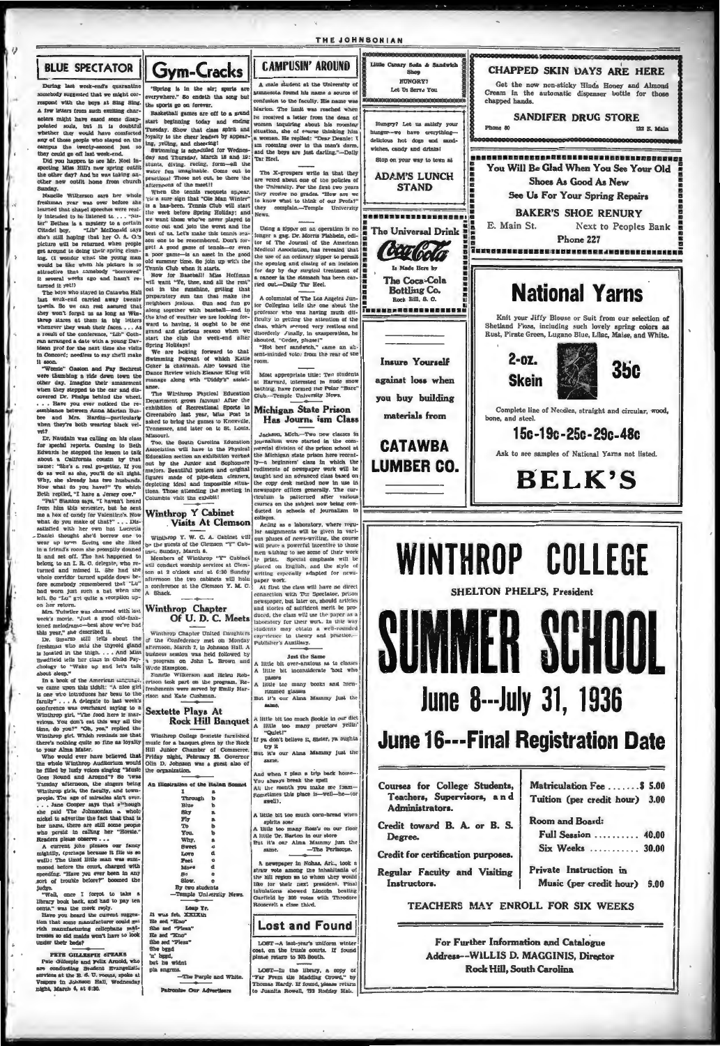## BLUE SPECTATOR

During last week-end's quarantine somebody suggested that we might correspond with the boys at Sing Sing. A few letters from such exciting characters might have eased some disappointed souls, but it is doubtful whether they would have comforted any of those people who stayed on the campus the twenty-second just so they could go off last week-end.

Did you happen to see Mr. Noel inspecting Miss Hill's new spring outfit the other day? And he was taking another new outfit home from church Sunday.

Nanelle Wilkerson says her whole freshman year was over before she learned that chapel speeches were really intended to be listened to. . . . "Sister" Bethea is a mystery to a certain Citadel boy. "Lib" McDonald says she's still hoping that her O. A. O.'s picture will be returned when people get around to doing their spring cleaning. (I wonder what the young man would be like when his picture is so attractive that somebody "borrowed" it several weeks ago and hasn't returned it yet!)

The boys who stayed in Catawba Hall last week-end carried away twenty towels. So we can rest assured that they won't forget us as long as Winthrop stares at them in big letters whenever they wash their faces. . . . As a result of the conference, "Lib" Cothran arranged a date with a young Davidson prof for the next time she visits in Concord; needless to say she'll make it soon.

"Weenie" Gaston and Fay Sechrest were thumbing a ride down town the other day. Imagine their amazement when they stepped to the car and discovered Dr. Phelps behind the wheel. . . . Have you ever noticed the resemblance between Anna Marian Busbee and Mrs. Hardin—particularly when they're both wearing black velvet?

Dr. Naudain was calling on his class for special reports. Coming to Beth Edwards he stopped the lesson to talk about a California cousin by that name: "She's a real go-getter. If you do as well as she, you'll do all right. Why, she already has two husbands. Now what do you have?" To which Beth replied, "I have a Jersey cow."

"Pat" Stanton says, "I haven't heard from him this semester, but he sent me a box of candy for Valentine's. Now what do you make of that?" . . . Dissatisfied with her own hat Lucretia Daniel thought she'd borrow one to wear up town. Seeing one she liked in a friend's room she promptly donned it and set off. The hat happened to belong to an I. R. C. delegate, who returned and missed it. She had the whole corridor turned upside down before somebody remembered that "Lu" had worn just such a hat when she left. So "Lu" got quite a reception upon her return.

Mrs. Tolwiler was charmed with last week's movie. "Just a good old-fashioned melodrama—best show we've had this year," she described it.

Dr. Swarzo still tells about the freshman who said the thyroid gland is located in the thigh. . . . And Miss Bradfield tells her class in Child Psychology to "Wake up and let's talk about sleep."

In a book of the American language, we came upon this tidbit: "A nice girl is one who introduces her beau to the family" . . . A delegate to last week's conference was overheard saying to a Winthrop girl, "The food here is marvelous. You don't eat this way all the time, do you?" "Oh, yes," replied the Winthrop girl. Which reminds me that there's nothing quite so fine as loyalty to your Alma Mater.

Who would ever have believed that the whole Winthrop Auditorium would be filled by lusty voices singing "Music Goes Round and Around"? So 'twas Tuesday afternoon, the singers being Winthrop girls, the faculty, and townspeople. The age of miracles ain't over. . . . Jane Cooper says that although she paid The Johnsonian a whole nickel to advertise the fact that that is her name, there are still some people who persist in calling her "Horsie." Readers please observe . . .

A current joke pleases our fancy mightily, (perhaps because it fits us so well): The timid little man was summoned before the court, charged with speeding. "Have you ever been in any sort of trouble before?" boomed the judge.

"Well, once I forgot to take a library book back, and had to pay ten cents," was the meek reply.

Have you heard the current suggestion that some manufacturer could get rich manufacturing cellophane mattresses so old maids won't have to look under their beds?

**PETE GILLESPIE SPEAKS**

Pete Gillespie and Felix Arnold, who are conducting Student Evangelistic services at the R. S. C. young people at Vespers in Johnson Hall, Wednesday night, March 4, at 6:30.

## Gym-Cracks

"Spring is in the air; sports are everywhere." So endeth the song but the sports go on forever.

Basketball games are off to a grand start beginning today and ending Tuesday. Show that class spirit and loyalty to the cheer leaders by appearing, yelling, and cheering!

Swimming is scheduled for Wednesday and Thursday, March 18 and 19: stunts, diving, racing, form—all the water fun imaginable. Come out to practices! Those not out, be there the afternoons of the meet!!

When the tennis racquets appear, 'tis a sure sign that "Ole Man Winter" is a has-been. Tennis Club will start the week before Spring Holiday; and we want those who've never played to come out and join the worst and the best of us. Let's make this tennis season one to be remembered. Don't forget! A good game of tennis—or even a poor game—is an asset in the good old summer time. So join up with the Tennis Club when it starts.

Now for Baseball! Miss Hoffman will want "Ye, thee, and all the rest" out in the sunshine, getting that preparatory sun tan that make the neighbors jealous. Sun and fun go along together with baseball—and in the kind of weather we are looking forward to having, it ought to be one grand and glorious season when we start the club the week-end after Spring Holidays!

We are looking forward to that Swimming Pageant of which Katie Coker is chairman. Also toward the Dance Review which Eleanor King will manage along with "Diddy's" assistance.

The Winthrop Physical Education Department grows famous! After the exhibition of Recreational Sports in Greensboro last year, Miss Post is asked to bring the games to Knoxville, Tennessee, and later on to St. Louis, Missouri.

Too, the South Carolina Education Association will have in the Physical Education section an exhibition worked out by the Junior and Sophomore majors. Beautiful posters and original figures made of pipe-stem cleaners, depicting ideal and impossible situations. Those attending the meeting in Columbia visit the exhibit!

## Winthrop Y Cabinet Visits At Clemson

Winthrop Y. W. C. A. Cabinet will be the guests of the Clemson "Y" Cabinet, Sunday, March 8.

Members of Winthrop "Y" Cabinet will conduct worship services at Clemson at 2 o'clock and at 6:30 Sunday afternoon the two cabinets will hold a conference at the Clemson Y. M. C. A. Shack.

## Winthrop Chapter Of U. D. C. Meets

Winthrop Chapter United Daughters of the Confederacy met on Monday afternoon, March 2, in Johnson Hall A business session was held followed by a program on John L. Brown and Wade Hampton.

Nanelle Wilkerson and Helen Robinson took part on the program. Refreshments were served by Emily Harrison and Kate Cushman.

## Sextette Plays At Rock Hill Banquet

Winthrop College Sextette furnished music for a banquet given by the Rock Hill Junior Chamber of Commerce, Friday night, February 28. Governor Olin D. Johnson was a guest also of the organization.

**An Illustration of the Italian Sonnet**

| | |
|---|---|
| I | a |
| Through | b |
| Blue | b |
| Sky | a |
| Fly | a |
| To | b |
| You. | b |
| Why, | a |
| Sweet | c |
| Love | d |
| Feet | c |
| Move | d |
| So | e |
| Slow. | e |

By two students
—Temple University News.

**Leap Yr.**

It was feb. XXIXth
He sed "Kno"
She sed "Pleas"
He sed "Kno"
She sed "Pleas"
She begd
'n' begd,
but he widnt
pla engrms.

—The Purple and White.

**Patronize Our Advertisers**

## CAMPUSIN' AROUND

A male student at the University of Minnesota found his name a source of confusion to the faculty. His name was Marion. The limit was reached when he received a letter from the dean of women inquiring about his rooming situation, she of course thinking him a woman. He replied: "Dear Deanie: I am rooming over in the men's dorm, and the boys are just darling."—Daily Tar Heel.

The X-groupers write in that they are vexed about one of the policies of the University. For the first two years they receive no grades. "How are we to know what to think of our Profs?" they complain.—Temple University News.

Using a zipper on an operation is no longer a gag. Dr. Morris Fishbein, editor of The Journal of the American Medical Association, has revealed that the use of an ordinary zipper to permit the opening and closing of an incision for day by day surgical treatment of a cancer in the stomach has been carried out.—Daily Tar Heel.

A columnist of The Los Angeles Junior Collegian tells the one about the professor who was having much difficulty in getting the attention of the class, which seemed very restless and disorderly. Finally, in exasperation, he shouted, "Order, please!"

"Hot beef sandwich," came an absent-minded voice from the rear of the room.

Most appropriate title: Two students at Harvard, interested in nude snow bathing, have formed the Polar "Bare" Club.—Temple University News.

## Michigan State Prison Has Journalism Class

Jackson, Mich.—Two new classes in journalism were started in the commercial division of the prison school at the Michigan state prison here recently—a beginners' class in which the rudiments of newspaper work will be taught and an advanced class based on the copy desk method now in use in newspaper offices generally. The curriculum is patterned after various courses on the subject now being conducted in schools of journalism in colleges.

Acting as a laboratory, where regular assignments will be given in various phases of news-writing, the course will prove a powerful incentive to those men wishing to see some of their work in print. Special emphasis will be placed on English, and the style of writing especially adapted for newspaper work.

At first the class will have no direct connection with The Spectator, prison newspaper, but later on, should articles and stories of sufficient merit be produced, the class will use the paper as a laboratory for their work. In this way students may obtain a well-rounded experience in theory and practice.—Publisher's Auxiliary.

**Just the Same**

A little bit over-anxious as to classes
A little bit inconsiderate 'bout who passes
A little too many books and hornrimmed glasses
But it's our Alma Mammy just the same.

A little bit too much flookie in our diet
A little too many proctors yellin' "Quiet!"
If ya don't believe it, sister, ya oughta try it
But it's our Alma Mammy just the same.

And when I plan a trip back home—
You always break the spell
All the month you make me roam—
Sometimes this place is—well—he—(or swell).

A little bit too much corn-bread when spirits soar
A little too many Ross's on our floor
A little Dr. Barton in our store
But it's our Alma Mammy just the same. —The Periscope.

A newspaper in Nohas, Ari., took a straw vote among the inhabitants of the hill region as to whom they would like for their next president. Final tabulations showed Lincoln beating Garfield by 200 votes with Theodore Roosevelt a close third.

## Lost and Found

LOST—A last-year's uniform winter coat, on the trunk courts. If found please return to 323 Booth.

LOST—In the library, a copy of "Far From the Madding Crowd," by Thomas Hardy. If found, please return to Juanita Rowell, 723 Roddey Hall.

---

**Little Canary Soda & Sandwich Shop**

HUNGRY?
Let Us Serve You

---

Hungry? Let us satisfy your hunger—we have everything—delicious hot dogs and sandwiches, candy and drinks!

Stop on your way to town at

**ADAM'S LUNCH STAND**

---

**The Universal Drink**

Coca-Cola

Is Made Here by

**The Coca-Cola Bottling Co.**
Rock Hill, S. C.

---

**Insure Yourself**

against loss when you buy building materials from

**CATAWBA LUMBER CO.**

---

**CHAPPED SKIN DAYS ARE HERE**

Get the new non-sticky Hinds Honey and Almond Cream in the automatic dispenser bottle for those chapped hands.

**SANDIFER DRUG STORE**

Phone 80 — 122 E. Main

---

**You Will Be Glad When You See Your Old Shoes As Good As New**

**See Us For Your Spring Repairs**

**BAKER'S SHOE RENURY**

E. Main St. — Next to Peoples Bank

Phone 227

---

# National Yarns

Knit your Jiffy Blouse or Suit from our selection of Shetland Floss, including such lovely spring colors as Rust, Pirate Green, Lugano Blue, Lilac, Maise, and White.

**2-oz. Skein 35c**

Complete line of Needles, straight and circular, wood, bone, and steel.

**15c-19c-25c-29c-48c**

Ask to see samples of National Yarns not listed.

**BELK'S**

---

# WINTHROP COLLEGE

SHELTON PHELPS, President

# SUMMER SCHOOL

## June 8---July 31, 1936

## June 16---Final Registration Date

Courses for College Students, Teachers, Supervisors, and Administrators.

Credit toward B. A. or B. S. Degree.

Credit for certification purposes.

Regular Faculty and Visiting Instructors.

| | |
|---|---|
| Matriculation Fee | $ 5.00 |
| Tuition (per credit hour) | 3.00 |
| **Room and Board:** | |
| Full Session | 40.00 |
| Six Weeks | 30.00 |
| Private Instruction in Music (per credit hour) | 5.00 |

TEACHERS MAY ENROLL FOR SIX WEEKS

For Further Information and Catalogue
Address—WILLIS D. MAGGINIS, Director
Rock Hill, South Carolina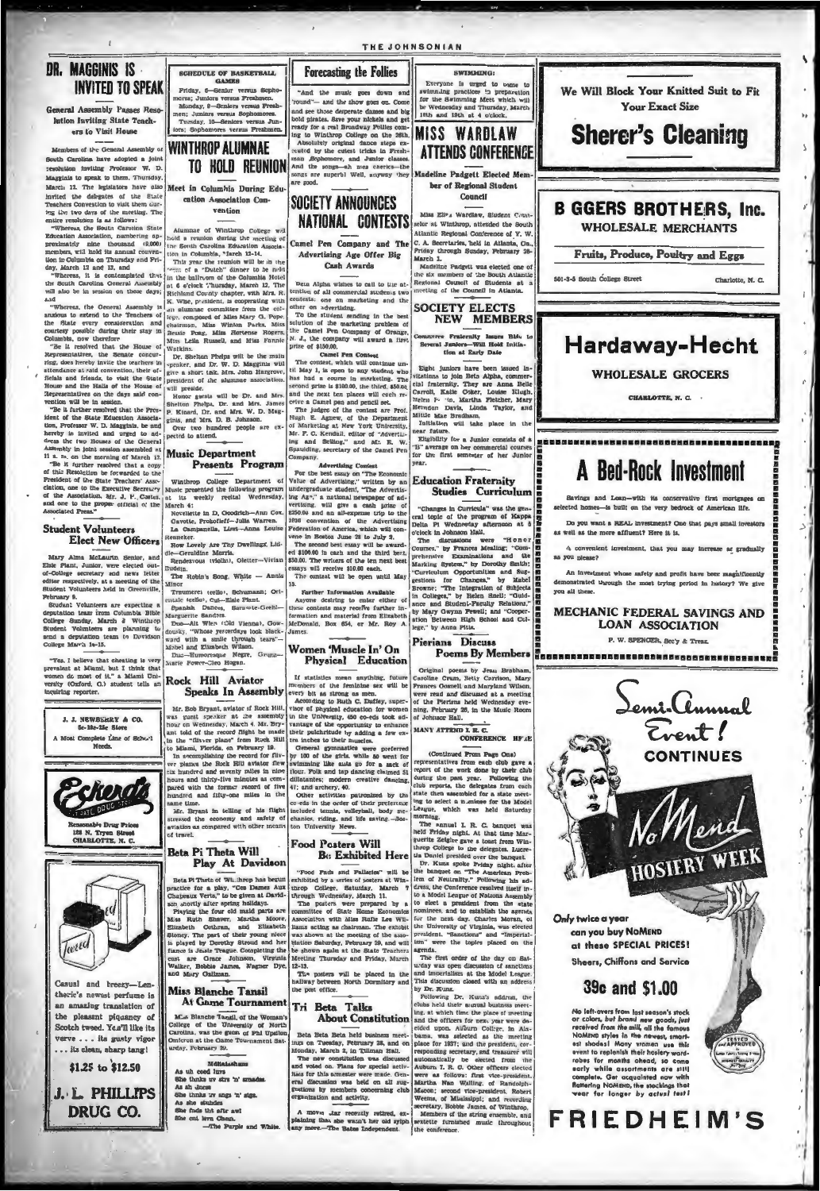# DR. MAGGINIS IS INVITED TO SPEAK

## General Assembly Passes Resolution Inviting State Teachers to Visit House

Members of the General Assembly of South Carolina have adopted a joint resolution inviting Professor W. D. Magginis to speak to them, Thursday, March 12. The legislators have also invited the delegates of the State Teachers Convention to visit them during the two days of the meeting. The entire resolution is as follows:

"Whereas, the South Carolina State Education Association, numbering approximately nine thousand (9,000) members, will hold its annual convention in Columbia on Thursday and Friday, March 12 and 13, and

"Whereas, it is contemplated that the South Carolina General Assembly will also be in session on these days; and

"Whereas, the General Assembly is anxious to extend to the Teachers of the State every consideration and courtesy possible during their stay in Columbia, now therefore

"Be it resolved that the House of Representatives, the Senate concurring, does hereby invite the teachers in attendance at said convention, their officials and friends, to visit the State House and the Halls of the House of Representatives on the days said convention will be in session.

"Be it further resolved that the President of the State Education Association, Professor W. D. Magginis, be and hereby is invited and urged to address the two Houses of the General Assembly in joint session assembled at 11 a. m. on the morning of March 12.

"Be it further resolved that a copy of this Resolution be forwarded to the President of the State Teachers' Association, one to the Executive Secretary of the Association, Mr. J. P. Coates, and one to the proper official of the Associated Press."

## Student Volunteers Elect New Officers

Mary Alma McLaurin Senior, and Elsie Plant, Junior, were elected out-of-College secretary and news letter editor respectively, at a meeting of the Student Volunteers held in Greenville, February 9.

Student Volunteers are expecting a deputation team from Columbia Bible College Sunday, March 8. Winthrop Student Volunteers are planning to send a deputation team to Davidson College March 14-15.

"Yes, I believe that cheating is very prevalent at Miami, but I think that women do most of it," a Miami University (Oxford, O.) student tells an inquiring reporter.

J. J. NEWBERRY & CO.
5c-10c-25c Store
A Most Complete Line of School Needs.

Eckerd's
Reasonable Drug Prices
128 N. Tryon Street
CHARLOTTE, N. C.

Casual and breezy—Lentheric's newest perfume is an amazing translation of the pleasant piquancy of Scotch tweed. You'll like its verve ... its gusty vigor ... its clean, sharp tang!

$1.25 to $12.50

J. L. PHILLIPS DRUG CO.

## SCHEDULE OF BASKETBALL GAMES

Friday, 6—Senior versus Sophomores; Juniors versus Freshmen.
Monday, 9—Seniors versus Freshmen; Juniors versus Sophomores.
Tuesday, 10—Seniors versus Juniors; Sophomores versus Freshmen.

# WINTHROP ALUMNAE TO HOLD REUNION

## Meet in Columbia During Education Association Convention

Alumnae of Winthrop College will hold a reunion during the meeting of the South Carolina Education Association in Columbia, March 12-14.

This year the reunion will be in the form of a "Dutch" dinner to be held in the ballroom of the Columbia Hotel at 6 o'clock Thursday, March 12. The Richland County chapter, with Mrs. R. K. Wise, president, is cooperating with an alumnae committee from the college, composed of Miss Mary G. Pope, chairman, Miss Winton Parks, Miss Bessie Pong, Miss Hortense Rogers, Miss Leila Russell, and Miss Fannie Watkins.

Dr. Shelton Phelps will be the main speaker, and Dr. W. D. Magginis will give a short talk. Mrs. John Hargrove, president of the alumnae association, will preside.

Honor guests will be Dr. and Mrs. Shelton Phelps, Dr. and Mrs. James P. Kinard, Dr. and Mrs. W. D. Magginis, and Mrs. D. B. Johnson.

Over two hundred people are expected to attend.

## Music Department Presents Program

Winthrop College Department of Music presented the following program at its weekly recital Wednesday, March 4:

Novellette in D, Goodrich—Ann Cox.
Gavotte, Prokofieff—Julia Warren.
La Campanella, Liszt—Anna Louise Henneker.
How Lovely Are Thy Dwellings, Liddle—Geraldine Harris.
Rendezvous (violin), Oletter—Vivian Rudeln.
The Robin's Song, White — Annis Minor
Traumerei (cello), Schumann; Orientale (cello), Cui—Elsie Plant.
Spanish Dances, Sarasate-Geehl—Marguerite Sanders.
Duo—All Wien (Old Vienna), Godowsky, "Whose yesterdays look backward with a smile through tears"—Mabel and Elizabeth Wilson.
Duo—Humoresque Negre, Gruenberg—Marie Power—Cleo Hagan.

## Rock Hill Aviator Speaks In Assembly

Mr. Bob Bryant, aviator of Rock Hill, was guest speaker at the assembly hour on Wednesday, March 4. Mr. Bryant told of the record flight he made in the "flivver plane" from Rock Hill to Miami, Florida, on February 19.

In accomplishing the record for flivver planes the Rock Hill aviator flew six hundred and seventy miles in nine hours and thirty-five minutes as compared with the former record of five hundred and fifty-one miles in the same time.

Mr. Bryant in telling of his flight stressed the economy and safety of aviation as compared with other means of travel.

## Beta Pi Theta Will Play At Davidson

Beta Pi Theta of Winthrop has begun practice for a play, "Ces Dames Aux Chapeaux Verts," to be given at Davidson shortly after spring holidays.

Playing the four old maid parts are Miss Ruth Shaver, Martha Moore, Elizabeth Cothran, and Elizabeth Stoney. The part of their young niece is played by Dorothy Stroud and her fiance is Jessie Teague. Completing the cast are Grace Johnson, Virginia Walker, Bobbie James, Wagner Dye, and Mary Gallman.

## Miss Blanche Tansil At Game Tournament

Miss Blanche Tansil, of the Woman's College of the University of North Carolina, was the guest of Phi Upsilon Omicron at the Game Tournament Saturday, February 29.

**Midhalahume**

As uh coed lives
She thinks uv strs 'n' snades.
As uh dotes
She thinks uv ungs 'n' sigs.
As she studies
She finds th afir axt
She cut larn Cheen.
—The Purple and White.

# Forecasting the Follies

"And the music goes down and 'round"—and the show goes on. Come and see those desperate dames and big bold pirates. Save your nickels and get ready for a real Broadway Follies coming to Winthrop College on the 26th. Absolutely original dance steps executed by the cutest tricks in Freshman, Sophomore, and Junior classes. And the songs—ah mes cheries—the songs are superb! Well, anyway they are good.

# SOCIETY ANNOUNCES NATIONAL CONTESTS

## Camel Pen Company and The Advertising Age Offer Big Cash Awards

Beta Alpha wishes to call to the attention of all commercial students two contests: one on marketing and the other on advertising.

To the student sending in the best solution of the marketing problem of the Camel Pen Company of Orange, N. J., the company will award a first prize of $150.00.

**Camel Pen Contest**

The contest, which will continue until May 1, is open to any student who has had a course in marketing. The second prize is $100.00, the third $50.00, and the next ten places will each receive a Camel pen and pencil set.

The judges of the contest are Prof. Hugh E. Agnew, of the Department of Marketing at New York University, Mr. F. C. Kendall, editor of "Advertising and Selling," and Mr. E. W. Spaulding, secretary of the Camel Pen Company.

**Advertising Contest**

For the best essay on "The Economic Value of Advertising," written by an undergraduate student, "The Advertising Age," a national newspaper of advertising, will give a cash prize of $250.00 and an all-expense trip to the 1936 convention of the Advertising Federation of America, which will convene in Boston June 28 to July 2.

The second best essay will be awarded $100.00 in cash and the third best, $50.00. The writers of the ten next best essays will receive $10.00 each.

The contest will be open until May 15.

**Further Information Available**

Anyone desiring to enter either of these contests may receive further information and material from Elizabeth McDonald, Box 654, or Mr. Roy A. James.

## Women 'Muscle In' On Physical Education

If statistics mean anything, future members of the feminine sex will be every bit as strong as men.

According to Ruth C. Dudley, supervisor of physical education for women in the University, 450 co-eds took advantage of the opportunity to enhance their pulchritude by adding a few extra inches to their muscles.

General gymnastics were preferred by 100 of the girls, while 80 went for swimming like fish to go for a sack of flour. Folk and tap dancing claimed 51 dilletantes; modern creative dancing, 47; and archery, 40.

Other activities patronized by the co-eds in the order of their preference included tennis, volleyball, body mechanics, riding, and life saving.—Boston University News.

## Food Posters Will Be Exhibited Here

"Food Fads and Fallacies" will be exhibited by a series of posters at Winthrop College, Saturday, March 7 through Wednesday, March 11.

The posters were prepared by a committee of State Home Economics Association with Miss Hattie Lee Williams acting as chairman. The exhibit was shown at the meeting of the association Saturday, February 29, and will be shown again at the State Teachers Meeting Thursday and Friday, March 12-13.

The posters will be placed in the hallway between North Dormitory and the post office.

## Tri Beta Talks About Constitution

Beta Beta Beta held business meetings on Tuesday, February 25, and on Monday, March 2, in Tillman Hall.

The new constitution was discussed and voted on. Plans for special activities for this semester were made. General discussion was held on all suggestions by members concerning club organization and activity.

A movie star recently retired, explaining that she wasn't her old sylph any more.—The Bates Independent.

**SWIMMING:**

Everyone is urged to come to swimming practices in preparation for the Swimming Meets which will be Wednesday and Thursday, March 18th and 19th at 4 o'clock.

# MISS WARDLAW ATTENDS CONFERENCE

## Madeline Padgett Elected Member of Regional Student Council

Miss Ella Wardlaw, Student Counselor at Winthrop, attended the South Atlantic Regional Conference of Y. W. C. A. Secretaries, held in Atlanta, Ga., Friday through Sunday, February 28-March 1.

Madeline Padgett was elected one of the six members of the South Atlantic Regional Council of Students at a meeting of the Council in Atlanta.

## SOCIETY ELECTS NEW MEMBERS

### Commerce Fraternity Issues Bids to Several Juniors—Will Hold Initiation at Early Date

Eight juniors have been issued invitations to join Beta Alpha, commercial fraternity. They are Anna Belle Carroll, Katie Coker, Louise Hugh, Velma P—in, Martha Fletcher, Mary Herndon Davis, Linda Taylor, and Mittie Mae Bradham.

Initiation will take place in the near future.

Eligibility for a Junior consists of a "B" average on her commercial courses for the first semester of her Junior year.

## Education Fraternity Studies Curriculum

"Changes in Curricula" was the general topic of the program of Kappa Delta Pi Wednesday afternoon at 5 o'clock in Johnson Hall.

The discussions were "Honor Courses," by Frances Mealing; "Comprehensive Examinations and the Marking System," by Dorothy Smith; "Curriculum Opportunities and Suggestions for Changes," by Mabel Browne; "The Integration of Subjects in Colleges," by Helen Snell; "Guidance and Student-Faculty Relations," by Mary Gwynn Powell; and "Cooperation Between High School and College," by Anna Pitts.

## Pierians Discuss Poems By Members

Original poems by Jean Brabham, Caroline Crum, Betty Carrison, Mary Frances Connell and Maryland Wilson, were read and discussed at a meeting of the Pierians held Wednesday evening, February 26, in the Music Room of Johnson Hall.

## MANY ATTEND I. R. C. CONFERENCE HERE

(Continued From Page One)

representatives from each club gave a report of the work done by their club during the past year. Following the club reports, the delegates from each state then assembled for a state meeting to select a nominee for the Model League, which was held Saturday morning.

The annual I. R. C. banquet was held Friday night. At that time Marguerite Zeigler gave a toast from Winthrop College to the delegates. Lucretia Daniel presided over the banquet.

Dr. Kuns spoke Friday night, after the banquet on "The American Problem of Neutrality." Following his address, the Conference resolved itself into a Model League of Nations Assembly to elect a president from the state nominees, and to establish the agenda for the next day. Charles Moran, of the University of Virginia, was elected president. "Sanctions" and "Imperialism" were the topics placed on the agenda.

The first order of the day on Saturday was open discussion of sanctions and imperialism at the Model League. This discussion closed with an address by Dr. Kuns.

Following Dr. Kuns's address, the clubs held their annual business meeting, at which time the place of meeting and the officers for next year were decided upon. Auburn College, in Alabama, was selected as the meeting place for 1937; and the president, corresponding secretary, and treasurer will automatically be elected from the Auburn I. R. C. Other officers elected were as follows: first vice-president, Martha Nan Walling, of Randolph-Macon; second vice-president, Robert Weems, of Mississippi; and recording secretary, Bobbie James, of Winthrop.

Members of the string ensemble, and sextette furnished music throughout the conference.

We Will Block Your Knitted Suit to Fit Your Exact Size

**Sherer's Cleaning**

**BIGGERS BROTHERS, Inc.**
WHOLESALE MERCHANTS
Fruits, Produce, Poultry and Eggs
501-3-5 South College Street — Charlotte, N. C.

**Hardaway-Hecht**
WHOLESALE GROCERS
CHARLOTTE, N. C.

# A Bed-Rock Investment

Savings and Loan—with its conservative first mortgages on selected homes—is built on the very bedrock of American life.

Do you want a REAL investment? One that pays small investors as well as the more affluent? Here it is.

A convenient investment, that you may increase as gradually as you please?

An investment whose safety and profit have been magnificently demonstrated through the most trying period in history? We give you all these.

**MECHANIC FEDERAL SAVINGS AND LOAN ASSOCIATION**
P. W. SPENCER, Sec'y & Treas.

Semi-Annual Event! CONTINUES

NoMend HOSIERY WEEK

Only twice a year can you buy NoMEND at these SPECIAL PRICES!

Sheers, Chiffons and Service

**39c and $1.00**

No left-overs from last season's stock or colors, but brand new goods, just received from the mill, all the famous NoMEND styles in the newest, smartest shades! Many women use this event to replenish their hosiery wardrobes for months ahead, so come early while assortments are still complete. Get acquainted now with flattering NoMEND, the stockings that wear for longer by actual test!

**FRIEDHEIM'S**